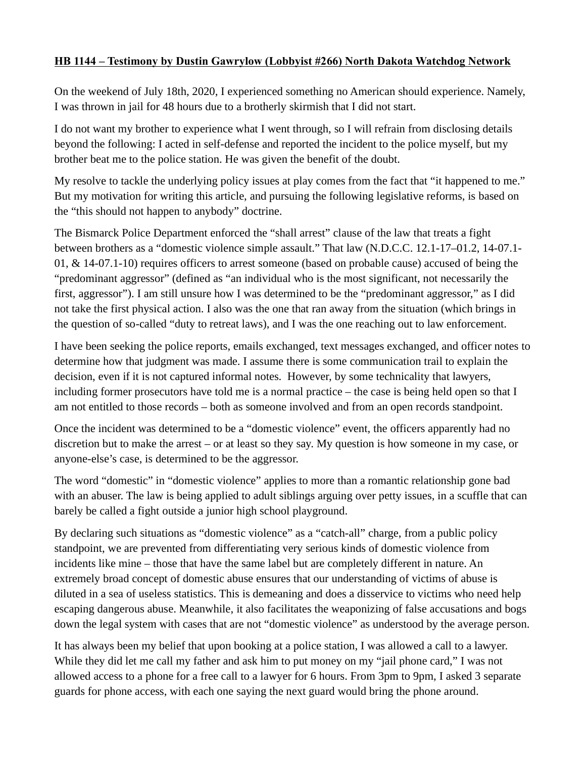**HB 1144 – Testimony by Dustin Gawrylow (Lobbyist #266) North Dakota Watchdog Network**

On the weekend of July 18th, 2020, I experienced something no American should experience. Namely, I was thrown in jail for 48 hours due to a brotherly skirmish that I did not start.

I do not want my brother to experience what I went through, so I will refrain from disclosing details beyond the following: I acted in self-defense and reported the incident to the police myself, but my brother beat me to the police station. He was given the benefit of the doubt.

My resolve to tackle the underlying policy issues at play comes from the fact that "it happened to me." But my motivation for writing this article, and pursuing the following legislative reforms, is based on the "this should not happen to anybody" doctrine.

The Bismarck Police Department enforced the "shall arrest" clause of the law that treats a fight between brothers as a "domestic violence simple assault." That law (N.D.C.C. 12.1-17–01.2, 14-07.1-01, & 14-07.1-10) requires officers to arrest someone (based on probable cause) accused of being the "predominant aggressor" (defined as "an individual who is the most significant, not necessarily the first, aggressor"). I am still unsure how I was determined to be the "predominant aggressor," as I did not take the first physical action. I also was the one that ran away from the situation (which brings in the question of so-called "duty to retreat laws), and I was the one reaching out to law enforcement.

I have been seeking the police reports, emails exchanged, text messages exchanged, and officer notes to determine how that judgment was made. I assume there is some communication trail to explain the decision, even if it is not captured informal notes. However, by some technicality that lawyers, including former prosecutors have told me is a normal practice – the case is being held open so that I am not entitled to those records – both as someone involved and from an open records standpoint.

Once the incident was determined to be a "domestic violence" event, the officers apparently had no discretion but to make the arrest – or at least so they say. My question is how someone in my case, or anyone-else's case, is determined to be the aggressor.

The word "domestic" in "domestic violence" applies to more than a romantic relationship gone bad with an abuser. The law is being applied to adult siblings arguing over petty issues, in a scuffle that can barely be called a fight outside a junior high school playground.

By declaring such situations as "domestic violence" as a "catch-all" charge, from a public policy standpoint, we are prevented from differentiating very serious kinds of domestic violence from incidents like mine – those that have the same label but are completely different in nature. An extremely broad concept of domestic abuse ensures that our understanding of victims of abuse is diluted in a sea of useless statistics. This is demeaning and does a disservice to victims who need help escaping dangerous abuse. Meanwhile, it also facilitates the weaponizing of false accusations and bogs down the legal system with cases that are not "domestic violence" as understood by the average person.

It has always been my belief that upon booking at a police station, I was allowed a call to a lawyer. While they did let me call my father and ask him to put money on my "jail phone card," I was not allowed access to a phone for a free call to a lawyer for 6 hours. From 3pm to 9pm, I asked 3 separate guards for phone access, with each one saying the next guard would bring the phone around.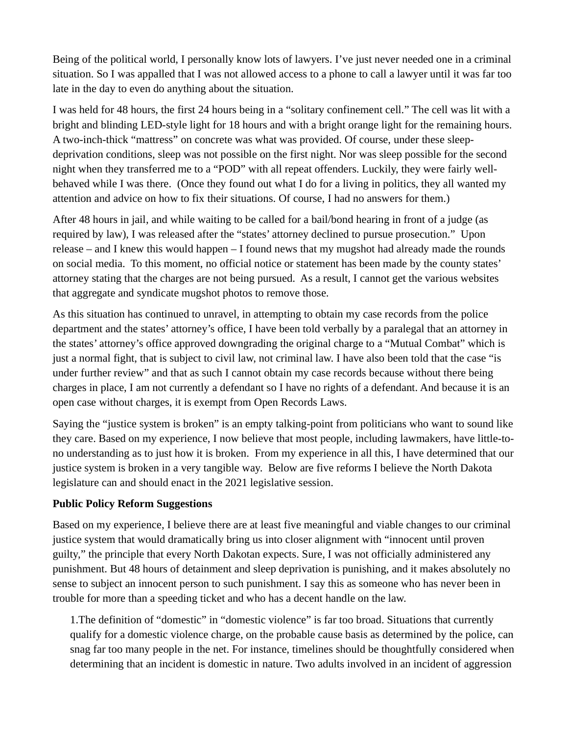Being of the political world, I personally know lots of lawyers. I've just never needed one in a criminal situation. So I was appalled that I was not allowed access to a phone to call a lawyer until it was far too late in the day to even do anything about the situation.

I was held for 48 hours, the first 24 hours being in a "solitary confinement cell." The cell was lit with a bright and blinding LED-style light for 18 hours and with a bright orange light for the remaining hours. A two-inch-thick "mattress" on concrete was what was provided. Of course, under these sleep-deprivation conditions, sleep was not possible on the first night. Nor was sleep possible for the second night when they transferred me to a "POD" with all repeat offenders. Luckily, they were fairly well-behaved while I was there. (Once they found out what I do for a living in politics, they all wanted my attention and advice on how to fix their situations. Of course, I had no answers for them.)

After 48 hours in jail, and while waiting to be called for a bail/bond hearing in front of a judge (as required by law), I was released after the "states' attorney declined to pursue prosecution." Upon release – and I knew this would happen – I found news that my mugshot had already made the rounds on social media. To this moment, no official notice or statement has been made by the county states' attorney stating that the charges are not being pursued. As a result, I cannot get the various websites that aggregate and syndicate mugshot photos to remove those.

As this situation has continued to unravel, in attempting to obtain my case records from the police department and the states' attorney's office, I have been told verbally by a paralegal that an attorney in the states' attorney's office approved downgrading the original charge to a "Mutual Combat" which is just a normal fight, that is subject to civil law, not criminal law. I have also been told that the case "is under further review" and that as such I cannot obtain my case records because without there being charges in place, I am not currently a defendant so I have no rights of a defendant. And because it is an open case without charges, it is exempt from Open Records Laws.

Saying the "justice system is broken" is an empty talking-point from politicians who want to sound like they care. Based on my experience, I now believe that most people, including lawmakers, have little-to-no understanding as to just how it is broken. From my experience in all this, I have determined that our justice system is broken in a very tangible way. Below are five reforms I believe the North Dakota legislature can and should enact in the 2021 legislative session.

**Public Policy Reform Suggestions**

Based on my experience, I believe there are at least five meaningful and viable changes to our criminal justice system that would dramatically bring us into closer alignment with "innocent until proven guilty," the principle that every North Dakotan expects. Sure, I was not officially administered any punishment. But 48 hours of detainment and sleep deprivation is punishing, and it makes absolutely no sense to subject an innocent person to such punishment. I say this as someone who has never been in trouble for more than a speeding ticket and who has a decent handle on the law.

1. The definition of "domestic" in "domestic violence" is far too broad. Situations that currently qualify for a domestic violence charge, on the probable cause basis as determined by the police, can snag far too many people in the net. For instance, timelines should be thoughtfully considered when determining that an incident is domestic in nature. Two adults involved in an incident of aggression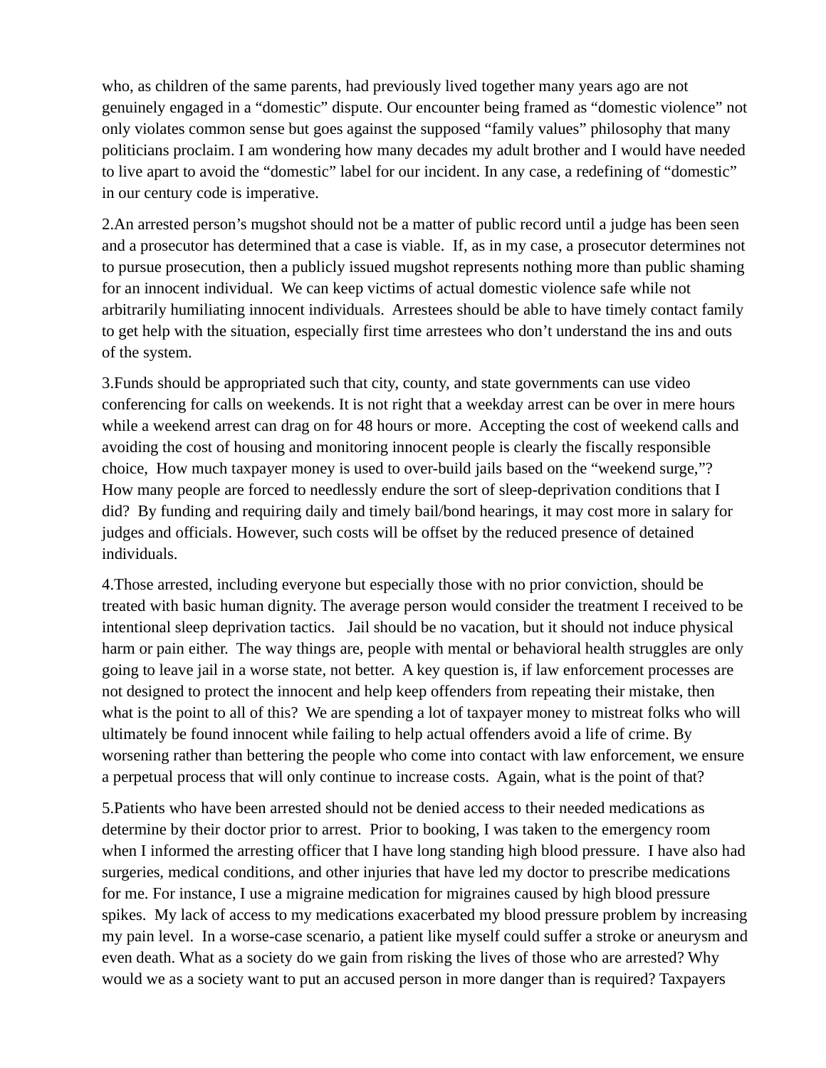who, as children of the same parents, had previously lived together many years ago are not genuinely engaged in a "domestic" dispute. Our encounter being framed as "domestic violence" not only violates common sense but goes against the supposed "family values" philosophy that many politicians proclaim. I am wondering how many decades my adult brother and I would have needed to live apart to avoid the "domestic" label for our incident. In any case, a redefining of "domestic" in our century code is imperative.

2.An arrested person's mugshot should not be a matter of public record until a judge has been seen and a prosecutor has determined that a case is viable. If, as in my case, a prosecutor determines not to pursue prosecution, then a publicly issued mugshot represents nothing more than public shaming for an innocent individual. We can keep victims of actual domestic violence safe while not arbitrarily humiliating innocent individuals. Arrestees should be able to have timely contact family to get help with the situation, especially first time arrestees who don't understand the ins and outs of the system.

3.Funds should be appropriated such that city, county, and state governments can use video conferencing for calls on weekends. It is not right that a weekday arrest can be over in mere hours while a weekend arrest can drag on for 48 hours or more. Accepting the cost of weekend calls and avoiding the cost of housing and monitoring innocent people is clearly the fiscally responsible choice, How much taxpayer money is used to over-build jails based on the "weekend surge,"? How many people are forced to needlessly endure the sort of sleep-deprivation conditions that I did? By funding and requiring daily and timely bail/bond hearings, it may cost more in salary for judges and officials. However, such costs will be offset by the reduced presence of detained individuals.

4.Those arrested, including everyone but especially those with no prior conviction, should be treated with basic human dignity. The average person would consider the treatment I received to be intentional sleep deprivation tactics. Jail should be no vacation, but it should not induce physical harm or pain either. The way things are, people with mental or behavioral health struggles are only going to leave jail in a worse state, not better. A key question is, if law enforcement processes are not designed to protect the innocent and help keep offenders from repeating their mistake, then what is the point to all of this? We are spending a lot of taxpayer money to mistreat folks who will ultimately be found innocent while failing to help actual offenders avoid a life of crime. By worsening rather than bettering the people who come into contact with law enforcement, we ensure a perpetual process that will only continue to increase costs. Again, what is the point of that?

5.Patients who have been arrested should not be denied access to their needed medications as determine by their doctor prior to arrest. Prior to booking, I was taken to the emergency room when I informed the arresting officer that I have long standing high blood pressure. I have also had surgeries, medical conditions, and other injuries that have led my doctor to prescribe medications for me. For instance, I use a migraine medication for migraines caused by high blood pressure spikes. My lack of access to my medications exacerbated my blood pressure problem by increasing my pain level. In a worse-case scenario, a patient like myself could suffer a stroke or aneurysm and even death. What as a society do we gain from risking the lives of those who are arrested? Why would we as a society want to put an accused person in more danger than is required? Taxpayers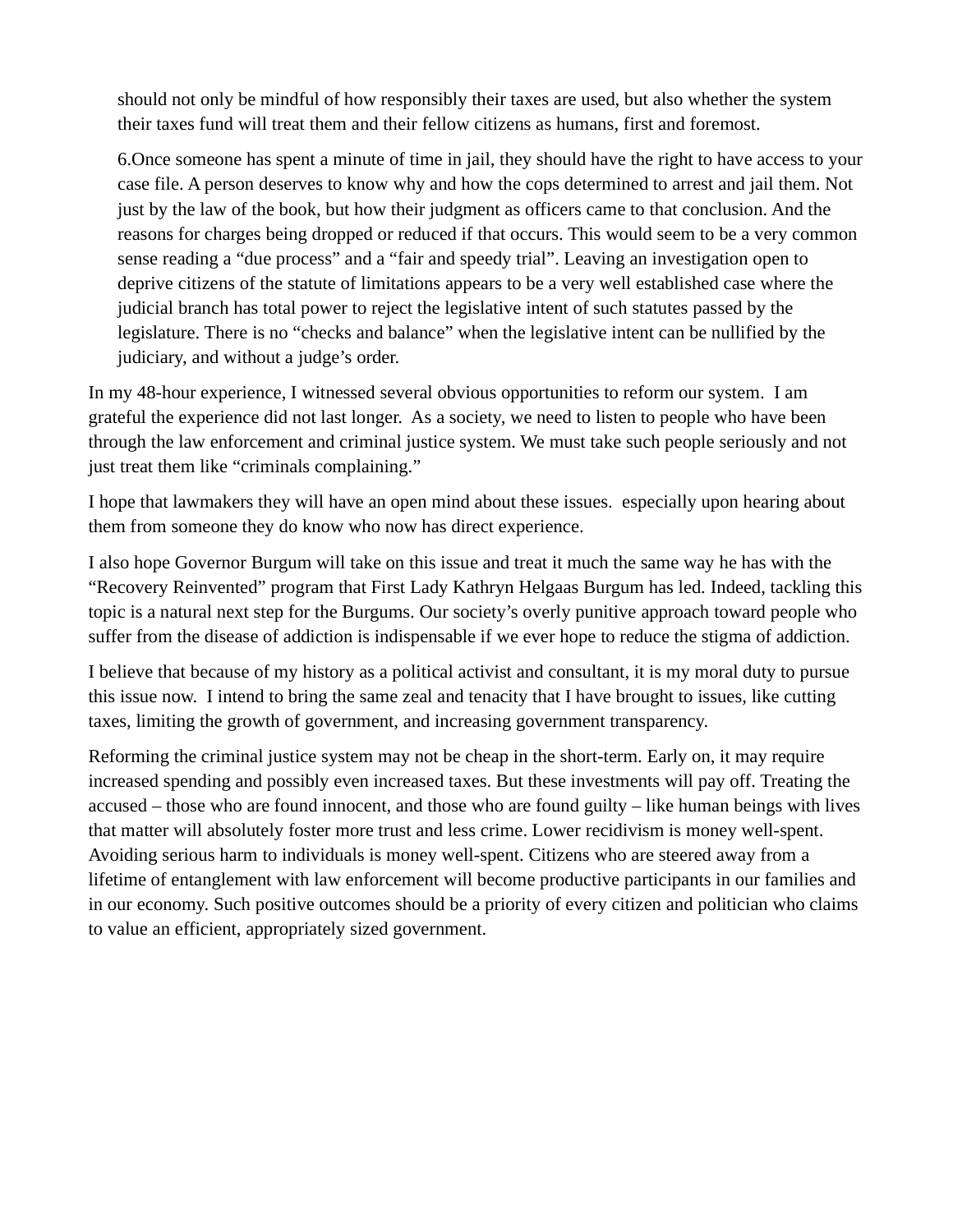should not only be mindful of how responsibly their taxes are used, but also whether the system their taxes fund will treat them and their fellow citizens as humans, first and foremost.

6.Once someone has spent a minute of time in jail, they should have the right to have access to your case file. A person deserves to know why and how the cops determined to arrest and jail them. Not just by the law of the book, but how their judgment as officers came to that conclusion. And the reasons for charges being dropped or reduced if that occurs. This would seem to be a very common sense reading a "due process" and a "fair and speedy trial". Leaving an investigation open to deprive citizens of the statute of limitations appears to be a very well established case where the judicial branch has total power to reject the legislative intent of such statutes passed by the legislature. There is no "checks and balance" when the legislative intent can be nullified by the judiciary, and without a judge's order.

In my 48-hour experience, I witnessed several obvious opportunities to reform our system. I am grateful the experience did not last longer. As a society, we need to listen to people who have been through the law enforcement and criminal justice system. We must take such people seriously and not just treat them like "criminals complaining."

I hope that lawmakers they will have an open mind about these issues. especially upon hearing about them from someone they do know who now has direct experience.

I also hope Governor Burgum will take on this issue and treat it much the same way he has with the "Recovery Reinvented" program that First Lady Kathryn Helgaas Burgum has led. Indeed, tackling this topic is a natural next step for the Burgums. Our society's overly punitive approach toward people who suffer from the disease of addiction is indispensable if we ever hope to reduce the stigma of addiction.

I believe that because of my history as a political activist and consultant, it is my moral duty to pursue this issue now. I intend to bring the same zeal and tenacity that I have brought to issues, like cutting taxes, limiting the growth of government, and increasing government transparency.

Reforming the criminal justice system may not be cheap in the short-term. Early on, it may require increased spending and possibly even increased taxes. But these investments will pay off. Treating the accused – those who are found innocent, and those who are found guilty – like human beings with lives that matter will absolutely foster more trust and less crime. Lower recidivism is money well-spent. Avoiding serious harm to individuals is money well-spent. Citizens who are steered away from a lifetime of entanglement with law enforcement will become productive participants in our families and in our economy. Such positive outcomes should be a priority of every citizen and politician who claims to value an efficient, appropriately sized government.